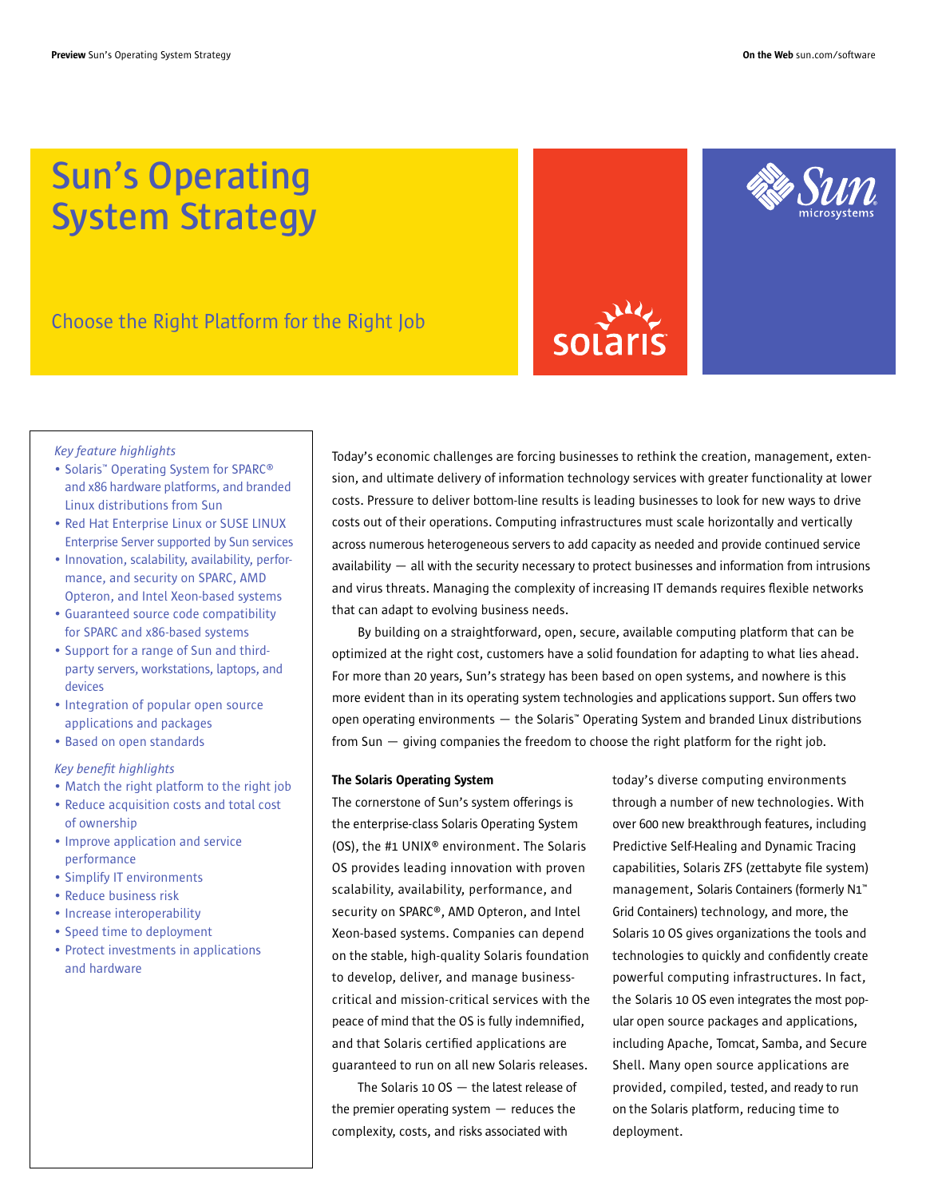# Sun's Operating System Strategy

## Choose the Right Platform for the Right Job

*Key feature highlights*

- Solaris™ Operating System for SPARC® and x86 hardware platforms, and branded Linux distributions from Sun
- Red Hat Enterprise Linux or SUSE LINUX Enterprise Server supported by Sun services
- Innovation, scalability, availability, performance, and security on SPARC, AMD Opteron, and Intel Xeon-based systems
- Guaranteed source code compatibility for SPARC and x86-based systems
- Support for a range of Sun and third-party servers, workstations, laptops, and devices
- Integration of popular open source applications and packages
- Based on open standards

*Key benefit highlights*

- Match the right platform to the right job
- Reduce acquisition costs and total cost of ownership
- Improve application and service performance
- Simplify IT environments
- Reduce business risk
- Increase interoperability
- Speed time to deployment
- Protect investments in applications and hardware

Today's economic challenges are forcing businesses to rethink the creation, management, extension, and ultimate delivery of information technology services with greater functionality at lower costs. Pressure to deliver bottom-line results is leading businesses to look for new ways to drive costs out of their operations. Computing infrastructures must scale horizontally and vertically across numerous heterogeneous servers to add capacity as needed and provide continued service availability — all with the security necessary to protect businesses and information from intrusions and virus threats. Managing the complexity of increasing IT demands requires flexible networks that can adapt to evolving business needs.

By building on a straightforward, open, secure, available computing platform that can be optimized at the right cost, customers have a solid foundation for adapting to what lies ahead. For more than 20 years, Sun's strategy has been based on open systems, and nowhere is this more evident than in its operating system technologies and applications support. Sun offers two open operating environments — the Solaris™ Operating System and branded Linux distributions from Sun — giving companies the freedom to choose the right platform for the right job.

**The Solaris Operating System**

The cornerstone of Sun's system offerings is the enterprise-class Solaris Operating System (OS), the #1 UNIX® environment. The Solaris OS provides leading innovation with proven scalability, availability, performance, and security on SPARC®, AMD Opteron, and Intel Xeon-based systems. Companies can depend on the stable, high-quality Solaris foundation to develop, deliver, and manage business-critical and mission-critical services with the peace of mind that the OS is fully indemnified, and that Solaris certified applications are guaranteed to run on all new Solaris releases.

The Solaris 10 OS — the latest release of the premier operating system — reduces the complexity, costs, and risks associated with today's diverse computing environments through a number of new technologies. With over 600 new breakthrough features, including Predictive Self-Healing and Dynamic Tracing capabilities, Solaris ZFS (zettabyte file system) management, Solaris Containers (formerly N1™ Grid Containers) technology, and more, the Solaris 10 OS gives organizations the tools and technologies to quickly and confidently create powerful computing infrastructures. In fact, the Solaris 10 OS even integrates the most popular open source packages and applications, including Apache, Tomcat, Samba, and Secure Shell. Many open source applications are provided, compiled, tested, and ready to run on the Solaris platform, reducing time to deployment.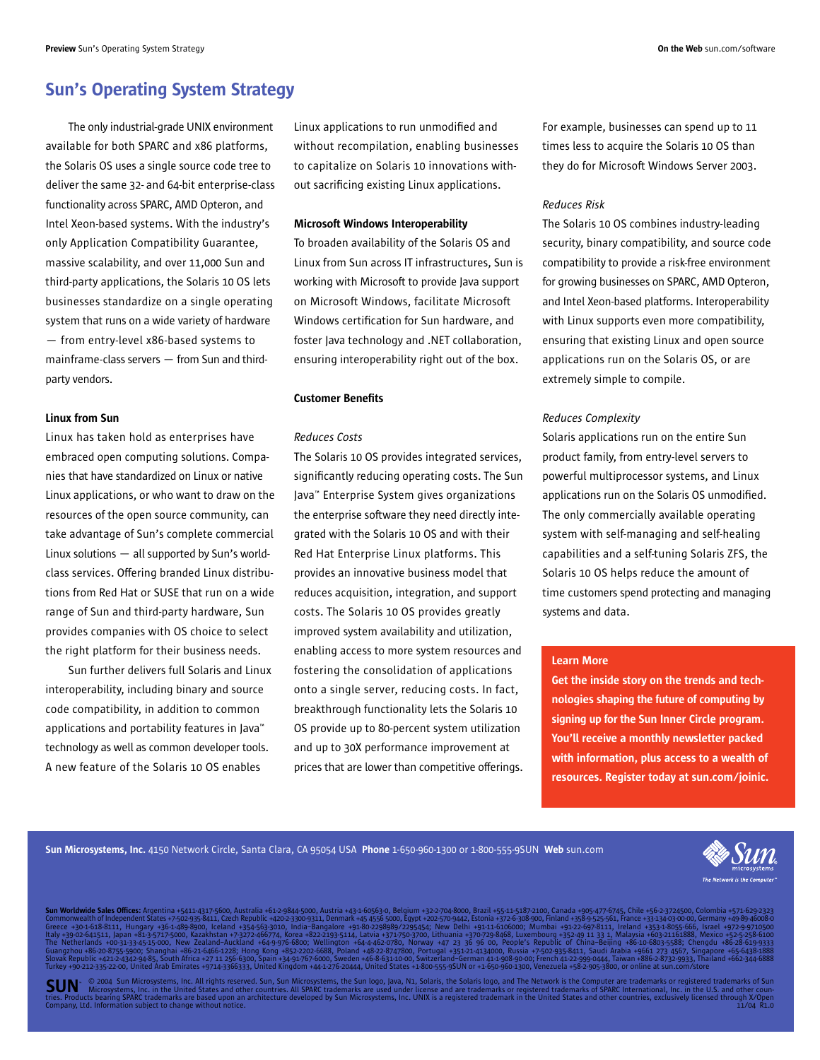# Sun's Operating System Strategy

The only industrial-grade UNIX environment available for both SPARC and x86 platforms, the Solaris OS uses a single source code tree to deliver the same 32- and 64-bit enterprise-class functionality across SPARC, AMD Opteron, and Intel Xeon-based systems. With the industry's only Application Compatibility Guarantee, massive scalability, and over 11,000 Sun and third-party applications, the Solaris 10 OS lets businesses standardize on a single operating system that runs on a wide variety of hardware — from entry-level x86-based systems to mainframe-class servers — from Sun and third-party vendors.

**Linux from Sun**

Linux has taken hold as enterprises have embraced open computing solutions. Companies that have standardized on Linux or native Linux applications, or who want to draw on the resources of the open source community, can take advantage of Sun's complete commercial Linux solutions — all supported by Sun's world-class services. Offering branded Linux distributions from Red Hat or SUSE that run on a wide range of Sun and third-party hardware, Sun provides companies with OS choice to select the right platform for their business needs.

Sun further delivers full Solaris and Linux interoperability, including binary and source code compatibility, in addition to common applications and portability features in Java™ technology as well as common developer tools. A new feature of the Solaris 10 OS enables Linux applications to run unmodified and without recompilation, enabling businesses to capitalize on Solaris 10 innovations without sacrificing existing Linux applications.

**Microsoft Windows Interoperability**

To broaden availability of the Solaris OS and Linux from Sun across IT infrastructures, Sun is working with Microsoft to provide Java support on Microsoft Windows, facilitate Microsoft Windows certification for Sun hardware, and foster Java technology and .NET collaboration, ensuring interoperability right out of the box.

**Customer Benefits**

*Reduces Costs*

The Solaris 10 OS provides integrated services, significantly reducing operating costs. The Sun Java™ Enterprise System gives organizations the enterprise software they need directly integrated with the Solaris 10 OS and with their Red Hat Enterprise Linux platforms. This provides an innovative business model that reduces acquisition, integration, and support costs. The Solaris 10 OS provides greatly improved system availability and utilization, enabling access to more system resources and fostering the consolidation of applications onto a single server, reducing costs. In fact, breakthrough functionality lets the Solaris 10 OS provide up to 80-percent system utilization and up to 30X performance improvement at prices that are lower than competitive offerings. For example, businesses can spend up to 11 times less to acquire the Solaris 10 OS than they do for Microsoft Windows Server 2003.

*Reduces Risk*

The Solaris 10 OS combines industry-leading security, binary compatibility, and source code compatibility to provide a risk-free environment for growing businesses on SPARC, AMD Opteron, and Intel Xeon-based platforms. Interoperability with Linux supports even more compatibility, ensuring that existing Linux and open source applications run on the Solaris OS, or are extremely simple to compile.

*Reduces Complexity*

Solaris applications run on the entire Sun product family, from entry-level servers to powerful multiprocessor systems, and Linux applications run on the Solaris OS unmodified. The only commercially available operating system with self-managing and self-healing capabilities and a self-tuning Solaris ZFS, the Solaris 10 OS helps reduce the amount of time customers spend protecting and managing systems and data.

**Learn More**

**Get the inside story on the trends and technologies shaping the future of computing by signing up for the Sun Inner Circle program. You'll receive a monthly newsletter packed with information, plus access to a wealth of resources. Register today at sun.com/joinic.**

**Sun Microsystems, Inc.** 4150 Network Circle, Santa Clara, CA 95054 USA **Phone** 1-650-960-1300 or 1-800-555-9SUN **Web** sun.com

Sun microsystems — The Network is the Computer™

**Sun Worldwide Sales Offices:** Argentina +5411-4317-5600, Australia +61-2-9844-5000, Austria +43-1-60563-0, Belgium +32-2-704-8000, Brazil +55-11-5187-2100, Canada +905-477-6745, Chile +56-2-3724500, Colombia +571-629-2323, Commonwealth of Independent States +7-502-935-8411, Czech Republic +420-2-3300-9311, Denmark +45 4556 5000, Egypt +202-570-9442, Estonia +372-6-308-900, Finland +358-9-525-561, France +33-134-03-00-00, Germany +49-89-46008-0, Greece +30-1-618-8111, Hungary +36-1-489-8900, Iceland +354-563-3010, India–Bangalore +91-80-2298989/2295454; New Delhi +91-11-6106000; Mumbai +91-22-697-8111, Ireland +353-1-8055-666, Israel +972-9-9710500, Italy +39-02-641511, Japan +81-3-5717-5000, Kazakhstan +7-3272-466774, Korea +822-2193-5114, Latvia +371-750-3700, Lithuania +370-729-8468, Luxembourg +352-49 11 33 1, Malaysia +603-21161888, Mexico +52-5-258-6100, The Netherlands +00-31-33-45-15-000, New Zealand–Auckland +64-9-976-6800; Wellington +64-4-462-0780, Norway +47 23 36 96 00, People's Republic of China–Beijing +86-10-6803-5588; Chengdu +86-28-619-9333, Guangzhou +86-20-8755-5900; Shanghai +86-21-6466-1228; Hong Kong +852-2202-6688, Poland +48-22-8747800, Portugal +351-21-4134000, Russia +7-502-935-8411, Saudi Arabia +9661 273 4567, Singapore +65-6438-1888, Slovak Republic +421-2-4342-94-85, South Africa +27 11 256-6300, Spain +34-91-767-6000, Sweden +46-8-631-10-00, Switzerland–German 41-1-908-90-00; French 41-22-999-0444, Taiwan +886-2-8732-9933, Thailand +662-344-6888, Turkey +90-212-335-22-00, United Arab Emirates +9714-3366333, United Kingdom +44-1-276-20444, United States +1-800-555-9SUN or +1-650-960-1300, Venezuela +58-2-905-3800, or online at sun.com/store

SUN © 2004 Sun Microsystems, Inc. All rights reserved. Sun, Sun Microsystems, the Sun logo, Java, N1, Solaris, the Solaris logo, and The Network is the Computer are trademarks or registered trademarks of Sun Microsystems, Inc. in the United States and other countries. All SPARC trademarks are used under license and are trademarks or registered trademarks of SPARC International, Inc. in the U.S. and other countries. Products bearing SPARC trademarks are based upon an architecture developed by Sun Microsystems, Inc. UNIX is a registered trademark in the United States and other countries, exclusively licensed through X/Open Company, Ltd. Information subject to change without notice.

11/04 R1.0